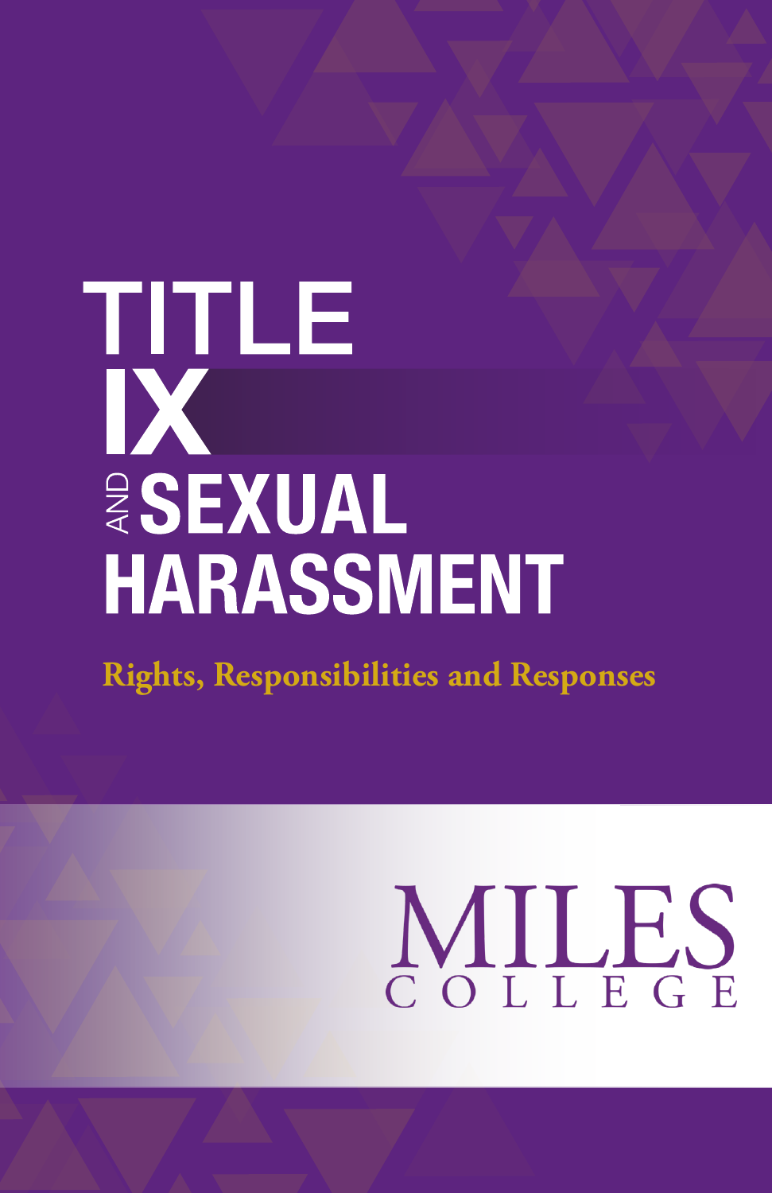# TITLE IX AND SEXUAL HARASSMENT

**Rights, Responsibilities and Responses**

MILES COLLEGE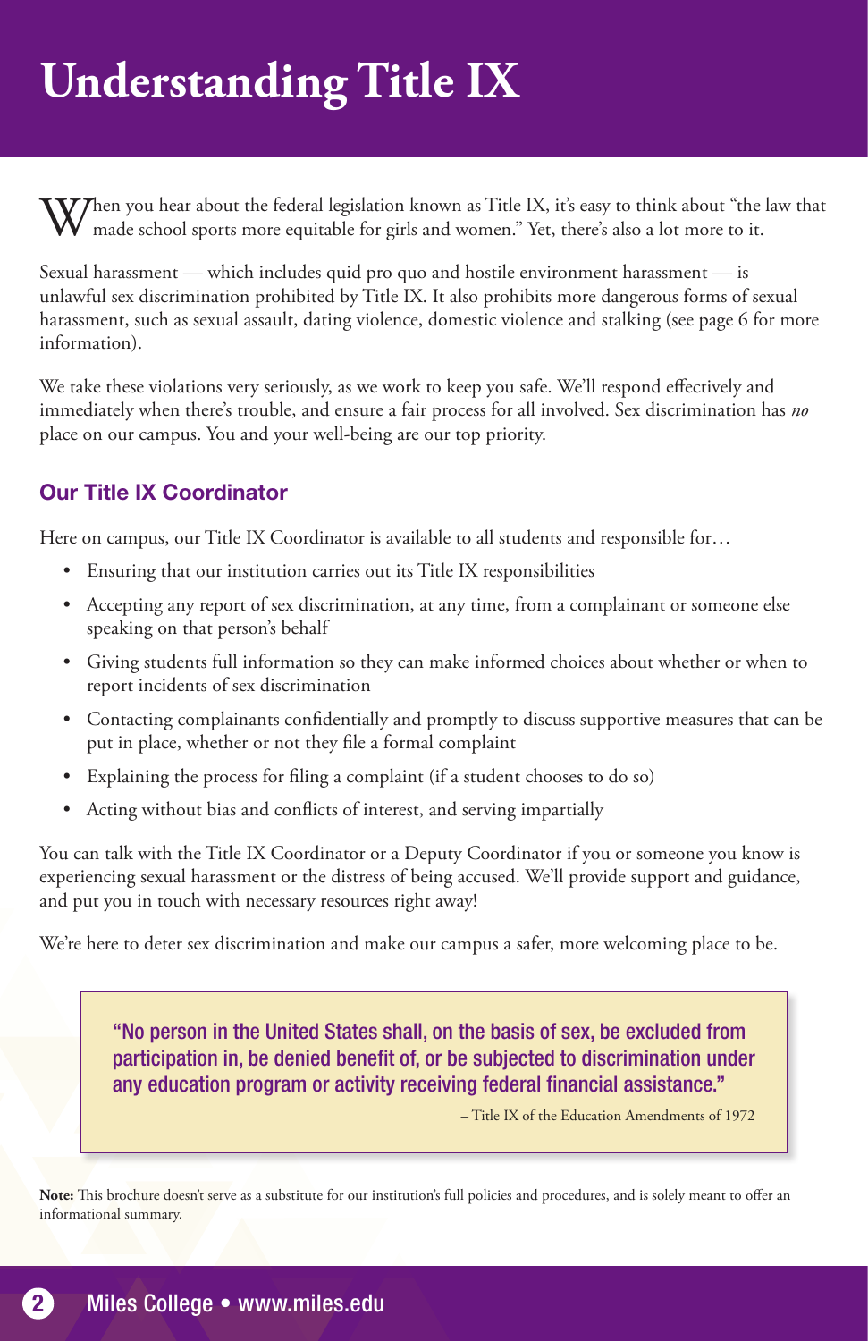# Understanding Title IX

When you hear about the federal legislation known as Title IX, it's easy to think about "the law that made school sports more equitable for girls and women." Yet, there's also a lot more to it.

Sexual harassment — which includes quid pro quo and hostile environment harassment — is unlawful sex discrimination prohibited by Title IX. It also prohibits more dangerous forms of sexual harassment, such as sexual assault, dating violence, domestic violence and stalking (see page 6 for more information).

We take these violations very seriously, as we work to keep you safe. We'll respond effectively and immediately when there's trouble, and ensure a fair process for all involved. Sex discrimination has *no* place on our campus. You and your well-being are our top priority.

## Our Title IX Coordinator

Here on campus, our Title IX Coordinator is available to all students and responsible for…

- Ensuring that our institution carries out its Title IX responsibilities
- Accepting any report of sex discrimination, at any time, from a complainant or someone else speaking on that person's behalf
- Giving students full information so they can make informed choices about whether or when to report incidents of sex discrimination
- Contacting complainants confidentially and promptly to discuss supportive measures that can be put in place, whether or not they file a formal complaint
- Explaining the process for filing a complaint (if a student chooses to do so)
- Acting without bias and conflicts of interest, and serving impartially

You can talk with the Title IX Coordinator or a Deputy Coordinator if you or someone you know is experiencing sexual harassment or the distress of being accused. We'll provide support and guidance, and put you in touch with necessary resources right away!

We're here to deter sex discrimination and make our campus a safer, more welcoming place to be.

> "No person in the United States shall, on the basis of sex, be excluded from participation in, be denied benefit of, or be subjected to discrimination under any education program or activity receiving federal financial assistance."
>
> – Title IX of the Education Amendments of 1972

**Note:** This brochure doesn't serve as a substitute for our institution's full policies and procedures, and is solely meant to offer an informational summary.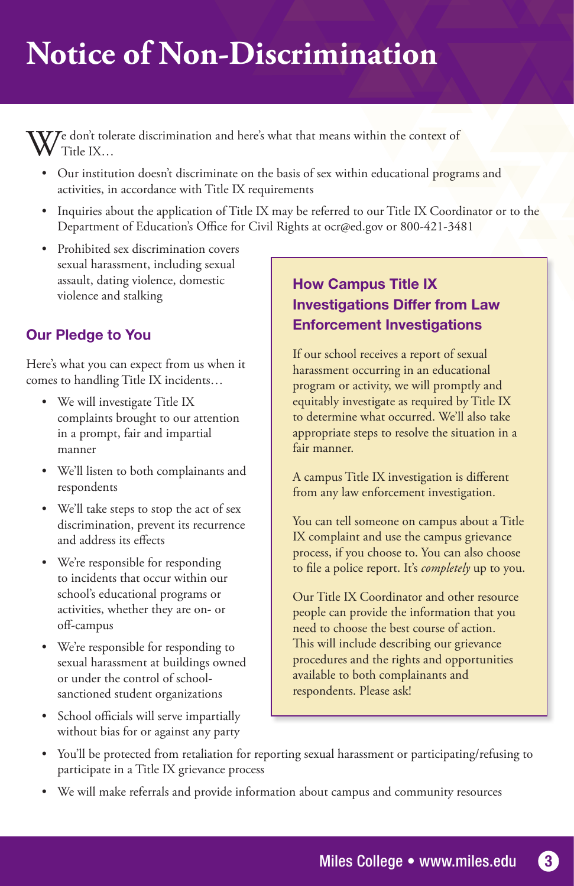# Notice of Non-Discrimination

We don't tolerate discrimination and here's what that means within the context of Title IX…

- Our institution doesn't discriminate on the basis of sex within educational programs and activities, in accordance with Title IX requirements
- Inquiries about the application of Title IX may be referred to our Title IX Coordinator or to the Department of Education's Office for Civil Rights at ocr@ed.gov or 800-421-3481
- Prohibited sex discrimination covers sexual harassment, including sexual assault, dating violence, domestic violence and stalking

## Our Pledge to You

Here's what you can expect from us when it comes to handling Title IX incidents…

- We will investigate Title IX complaints brought to our attention in a prompt, fair and impartial manner
- We'll listen to both complainants and respondents
- We'll take steps to stop the act of sex discrimination, prevent its recurrence and address its effects
- We're responsible for responding to incidents that occur within our school's educational programs or activities, whether they are on- or off-campus
- We're responsible for responding to sexual harassment at buildings owned or under the control of school-sanctioned student organizations
- School officials will serve impartially without bias for or against any party
- You'll be protected from retaliation for reporting sexual harassment or participating/refusing to participate in a Title IX grievance process
- We will make referrals and provide information about campus and community resources

## How Campus Title IX Investigations Differ from Law Enforcement Investigations

If our school receives a report of sexual harassment occurring in an educational program or activity, we will promptly and equitably investigate as required by Title IX to determine what occurred. We'll also take appropriate steps to resolve the situation in a fair manner.

A campus Title IX investigation is different from any law enforcement investigation.

You can tell someone on campus about a Title IX complaint and use the campus grievance process, if you choose to. You can also choose to file a police report. It's *completely* up to you.

Our Title IX Coordinator and other resource people can provide the information that you need to choose the best course of action. This will include describing our grievance procedures and the rights and opportunities available to both complainants and respondents. Please ask!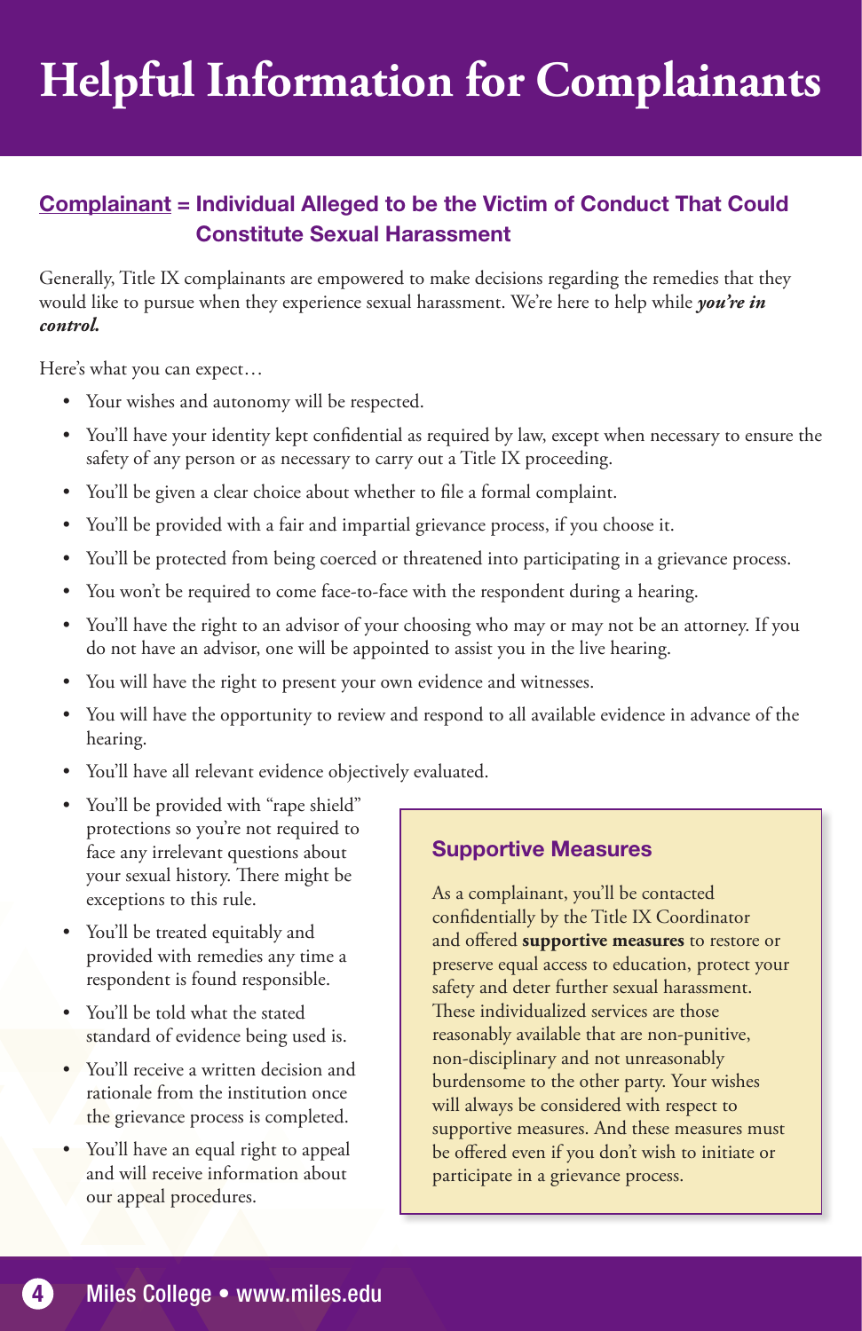# Helpful Information for Complainants

### Complainant = Individual Alleged to be the Victim of Conduct That Could Constitute Sexual Harassment

Generally, Title IX complainants are empowered to make decisions regarding the remedies that they would like to pursue when they experience sexual harassment. We're here to help while ***you're in control.***

Here's what you can expect…

- Your wishes and autonomy will be respected.
- You'll have your identity kept confidential as required by law, except when necessary to ensure the safety of any person or as necessary to carry out a Title IX proceeding.
- You'll be given a clear choice about whether to file a formal complaint.
- You'll be provided with a fair and impartial grievance process, if you choose it.
- You'll be protected from being coerced or threatened into participating in a grievance process.
- You won't be required to come face-to-face with the respondent during a hearing.
- You'll have the right to an advisor of your choosing who may or may not be an attorney. If you do not have an advisor, one will be appointed to assist you in the live hearing.
- You will have the right to present your own evidence and witnesses.
- You will have the opportunity to review and respond to all available evidence in advance of the hearing.
- You'll have all relevant evidence objectively evaluated.
- You'll be provided with "rape shield" protections so you're not required to face any irrelevant questions about your sexual history. There might be exceptions to this rule.
- You'll be treated equitably and provided with remedies any time a respondent is found responsible.
- You'll be told what the stated standard of evidence being used is.
- You'll receive a written decision and rationale from the institution once the grievance process is completed.
- You'll have an equal right to appeal and will receive information about our appeal procedures.

### Supportive Measures

As a complainant, you'll be contacted confidentially by the Title IX Coordinator and offered **supportive measures** to restore or preserve equal access to education, protect your safety and deter further sexual harassment. These individualized services are those reasonably available that are non-punitive, non-disciplinary and not unreasonably burdensome to the other party. Your wishes will always be considered with respect to supportive measures. And these measures must be offered even if you don't wish to initiate or participate in a grievance process.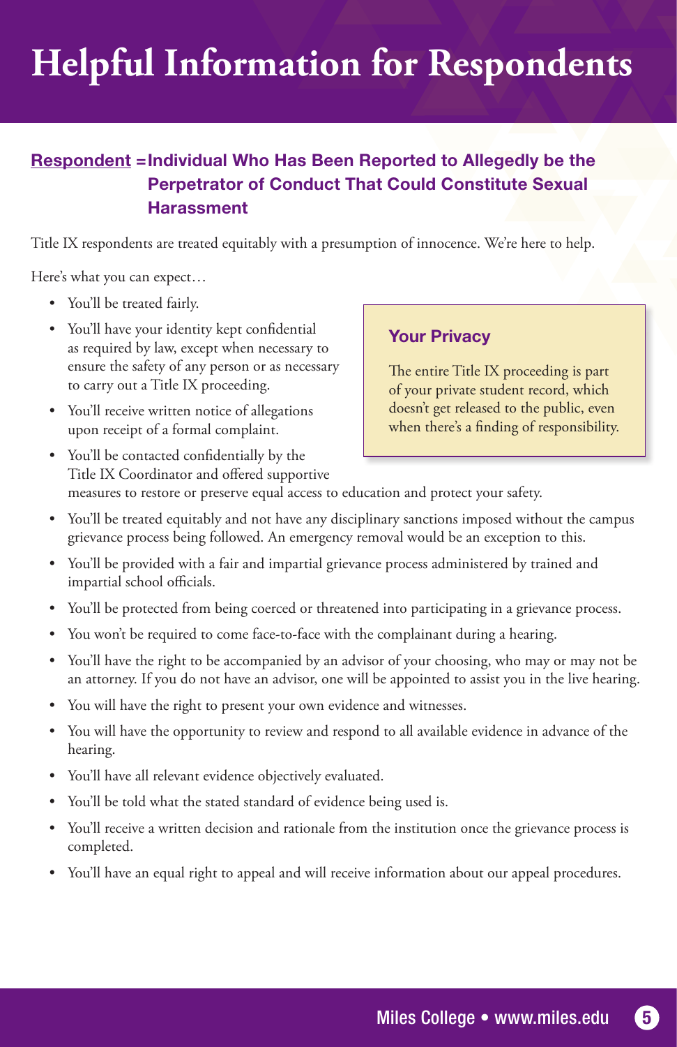# Helpful Information for Respondents

**Respondent = Individual Who Has Been Reported to Allegedly be the Perpetrator of Conduct That Could Constitute Sexual Harassment**

Title IX respondents are treated equitably with a presumption of innocence. We're here to help.

Here's what you can expect…

- You'll be treated fairly.
- You'll have your identity kept confidential as required by law, except when necessary to ensure the safety of any person or as necessary to carry out a Title IX proceeding.
- You'll receive written notice of allegations upon receipt of a formal complaint.
- You'll be contacted confidentially by the Title IX Coordinator and offered supportive measures to restore or preserve equal access to education and protect your safety.
- You'll be treated equitably and not have any disciplinary sanctions imposed without the campus grievance process being followed. An emergency removal would be an exception to this.
- You'll be provided with a fair and impartial grievance process administered by trained and impartial school officials.
- You'll be protected from being coerced or threatened into participating in a grievance process.
- You won't be required to come face-to-face with the complainant during a hearing.
- You'll have the right to be accompanied by an advisor of your choosing, who may or may not be an attorney. If you do not have an advisor, one will be appointed to assist you in the live hearing.
- You will have the right to present your own evidence and witnesses.
- You will have the opportunity to review and respond to all available evidence in advance of the hearing.
- You'll have all relevant evidence objectively evaluated.
- You'll be told what the stated standard of evidence being used is.
- You'll receive a written decision and rationale from the institution once the grievance process is completed.
- You'll have an equal right to appeal and will receive information about our appeal procedures.

## Your Privacy

The entire Title IX proceeding is part of your private student record, which doesn't get released to the public, even when there's a finding of responsibility.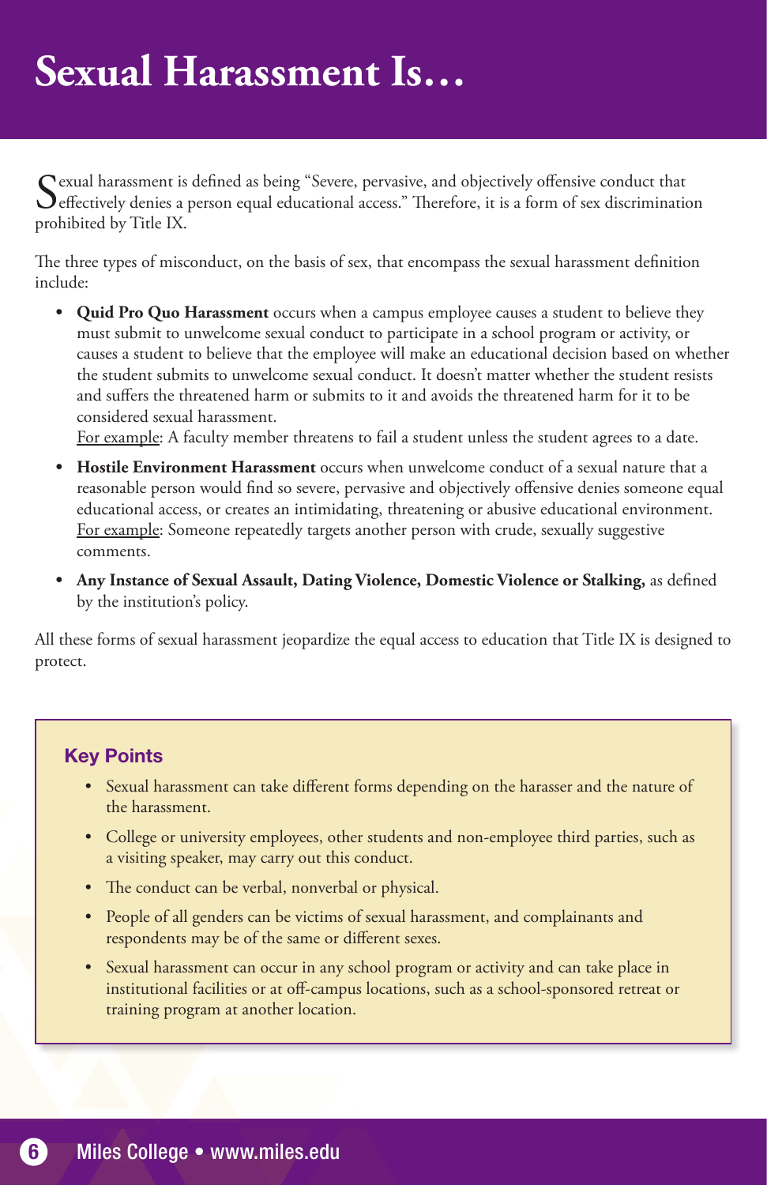# Sexual Harassment Is…

Sexual harassment is defined as being "Severe, pervasive, and objectively offensive conduct that effectively denies a person equal educational access." Therefore, it is a form of sex discrimination prohibited by Title IX.

The three types of misconduct, on the basis of sex, that encompass the sexual harassment definition include:

- **Quid Pro Quo Harassment** occurs when a campus employee causes a student to believe they must submit to unwelcome sexual conduct to participate in a school program or activity, or causes a student to believe that the employee will make an educational decision based on whether the student submits to unwelcome sexual conduct. It doesn't matter whether the student resists and suffers the threatened harm or submits to it and avoids the threatened harm for it to be considered sexual harassment.
  For example: A faculty member threatens to fail a student unless the student agrees to a date.
- **Hostile Environment Harassment** occurs when unwelcome conduct of a sexual nature that a reasonable person would find so severe, pervasive and objectively offensive denies someone equal educational access, or creates an intimidating, threatening or abusive educational environment.
  For example: Someone repeatedly targets another person with crude, sexually suggestive comments.
- **Any Instance of Sexual Assault, Dating Violence, Domestic Violence or Stalking,** as defined by the institution's policy.

All these forms of sexual harassment jeopardize the equal access to education that Title IX is designed to protect.

### Key Points

- Sexual harassment can take different forms depending on the harasser and the nature of the harassment.
- College or university employees, other students and non-employee third parties, such as a visiting speaker, may carry out this conduct.
- The conduct can be verbal, nonverbal or physical.
- People of all genders can be victims of sexual harassment, and complainants and respondents may be of the same or different sexes.
- Sexual harassment can occur in any school program or activity and can take place in institutional facilities or at off-campus locations, such as a school-sponsored retreat or training program at another location.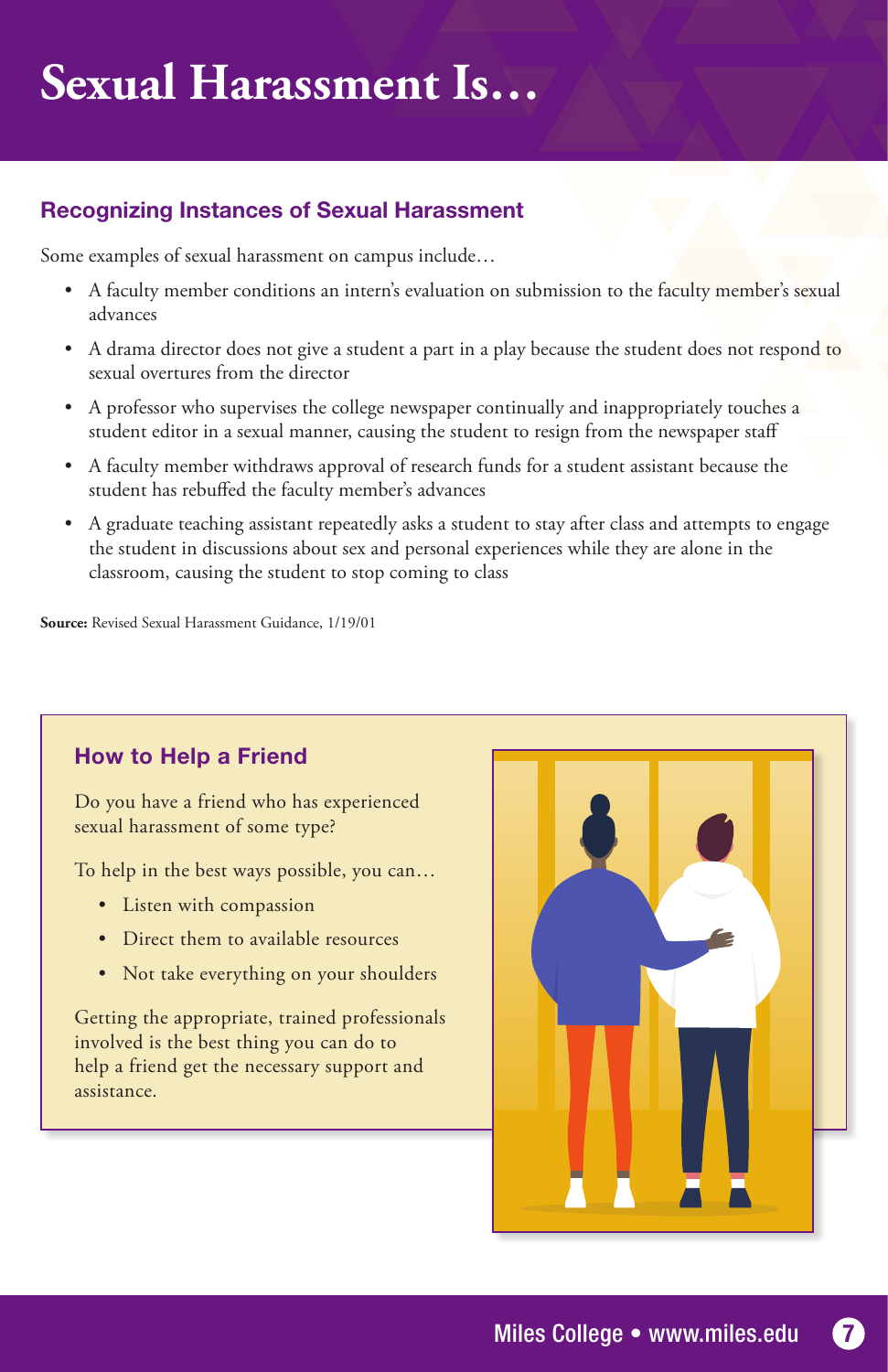# Sexual Harassment Is…

## Recognizing Instances of Sexual Harassment

Some examples of sexual harassment on campus include…

- A faculty member conditions an intern's evaluation on submission to the faculty member's sexual advances
- A drama director does not give a student a part in a play because the student does not respond to sexual overtures from the director
- A professor who supervises the college newspaper continually and inappropriately touches a student editor in a sexual manner, causing the student to resign from the newspaper staff
- A faculty member withdraws approval of research funds for a student assistant because the student has rebuffed the faculty member's advances
- A graduate teaching assistant repeatedly asks a student to stay after class and attempts to engage the student in discussions about sex and personal experiences while they are alone in the classroom, causing the student to stop coming to class

**Source:** Revised Sexual Harassment Guidance, 1/19/01

## How to Help a Friend

Do you have a friend who has experienced sexual harassment of some type?

To help in the best ways possible, you can…

- Listen with compassion
- Direct them to available resources
- Not take everything on your shoulders

Getting the appropriate, trained professionals involved is the best thing you can do to help a friend get the necessary support and assistance.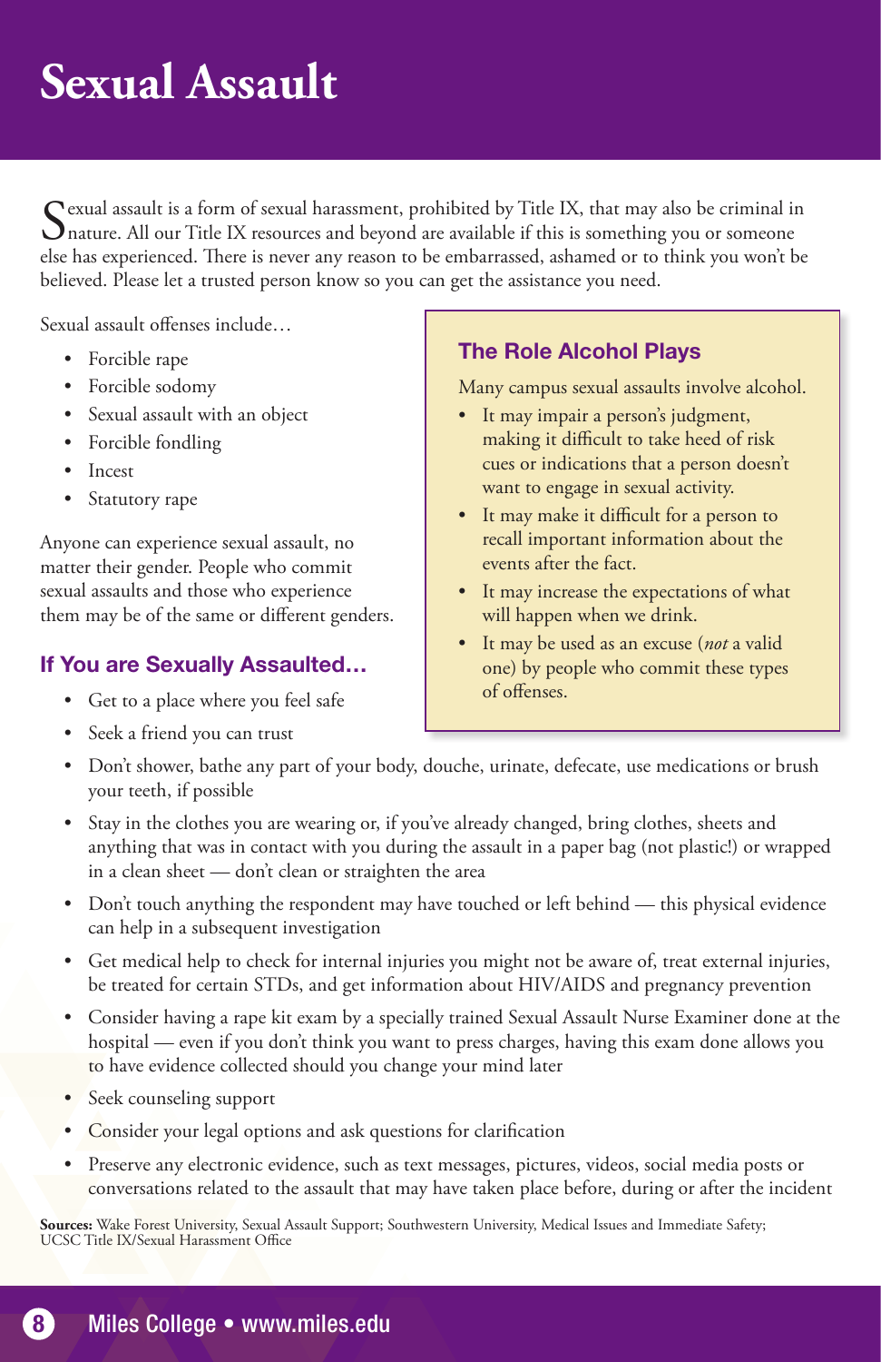# Sexual Assault

Sexual assault is a form of sexual harassment, prohibited by Title IX, that may also be criminal in nature. All our Title IX resources and beyond are available if this is something you or someone else has experienced. There is never any reason to be embarrassed, ashamed or to think you won't be believed. Please let a trusted person know so you can get the assistance you need.

Sexual assault offenses include…

- Forcible rape
- Forcible sodomy
- Sexual assault with an object
- Forcible fondling
- Incest
- Statutory rape

Anyone can experience sexual assault, no matter their gender. People who commit sexual assaults and those who experience them may be of the same or different genders.

## The Role Alcohol Plays

Many campus sexual assaults involve alcohol.

- It may impair a person's judgment, making it difficult to take heed of risk cues or indications that a person doesn't want to engage in sexual activity.
- It may make it difficult for a person to recall important information about the events after the fact.
- It may increase the expectations of what will happen when we drink.
- It may be used as an excuse (*not* a valid one) by people who commit these types of offenses.

## If You are Sexually Assaulted…

- Get to a place where you feel safe
- Seek a friend you can trust
- Don't shower, bathe any part of your body, douche, urinate, defecate, use medications or brush your teeth, if possible
- Stay in the clothes you are wearing or, if you've already changed, bring clothes, sheets and anything that was in contact with you during the assault in a paper bag (not plastic!) or wrapped in a clean sheet — don't clean or straighten the area
- Don't touch anything the respondent may have touched or left behind — this physical evidence can help in a subsequent investigation
- Get medical help to check for internal injuries you might not be aware of, treat external injuries, be treated for certain STDs, and get information about HIV/AIDS and pregnancy prevention
- Consider having a rape kit exam by a specially trained Sexual Assault Nurse Examiner done at the hospital — even if you don't think you want to press charges, having this exam done allows you to have evidence collected should you change your mind later
- Seek counseling support
- Consider your legal options and ask questions for clarification
- Preserve any electronic evidence, such as text messages, pictures, videos, social media posts or conversations related to the assault that may have taken place before, during or after the incident

**Sources:** Wake Forest University, Sexual Assault Support; Southwestern University, Medical Issues and Immediate Safety; UCSC Title IX/Sexual Harassment Office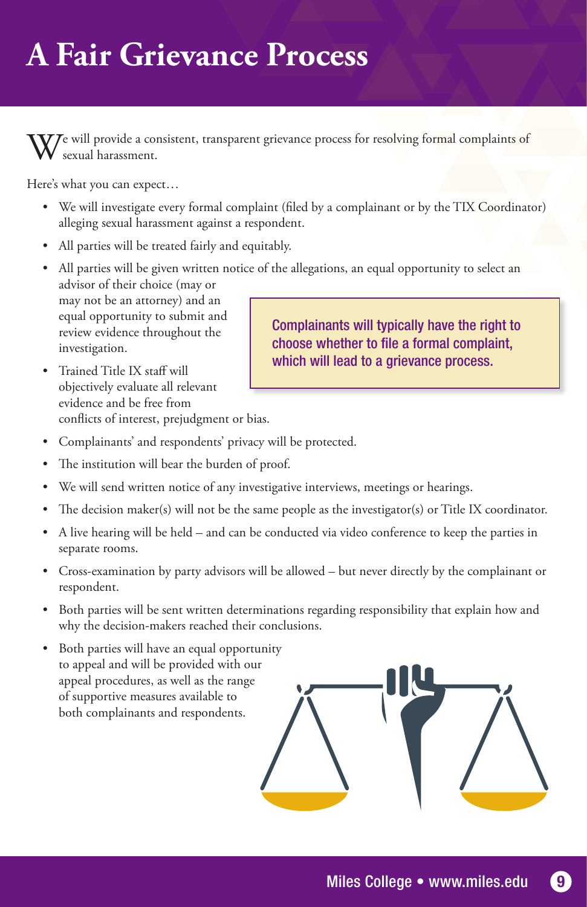# A Fair Grievance Process

We will provide a consistent, transparent grievance process for resolving formal complaints of sexual harassment.

Here's what you can expect…

- We will investigate every formal complaint (filed by a complainant or by the TIX Coordinator) alleging sexual harassment against a respondent.
- All parties will be treated fairly and equitably.
- All parties will be given written notice of the allegations, an equal opportunity to select an advisor of their choice (may or may not be an attorney) and an equal opportunity to submit and review evidence throughout the investigation.
- Trained Title IX staff will objectively evaluate all relevant evidence and be free from conflicts of interest, prejudgment or bias.
- Complainants' and respondents' privacy will be protected.
- The institution will bear the burden of proof.
- We will send written notice of any investigative interviews, meetings or hearings.
- The decision maker(s) will not be the same people as the investigator(s) or Title IX coordinator.
- A live hearing will be held – and can be conducted via video conference to keep the parties in separate rooms.
- Cross-examination by party advisors will be allowed – but never directly by the complainant or respondent.
- Both parties will be sent written determinations regarding responsibility that explain how and why the decision-makers reached their conclusions.
- Both parties will have an equal opportunity to appeal and will be provided with our appeal procedures, as well as the range of supportive measures available to both complainants and respondents.

> Complainants will typically have the right to choose whether to file a formal complaint, which will lead to a grievance process.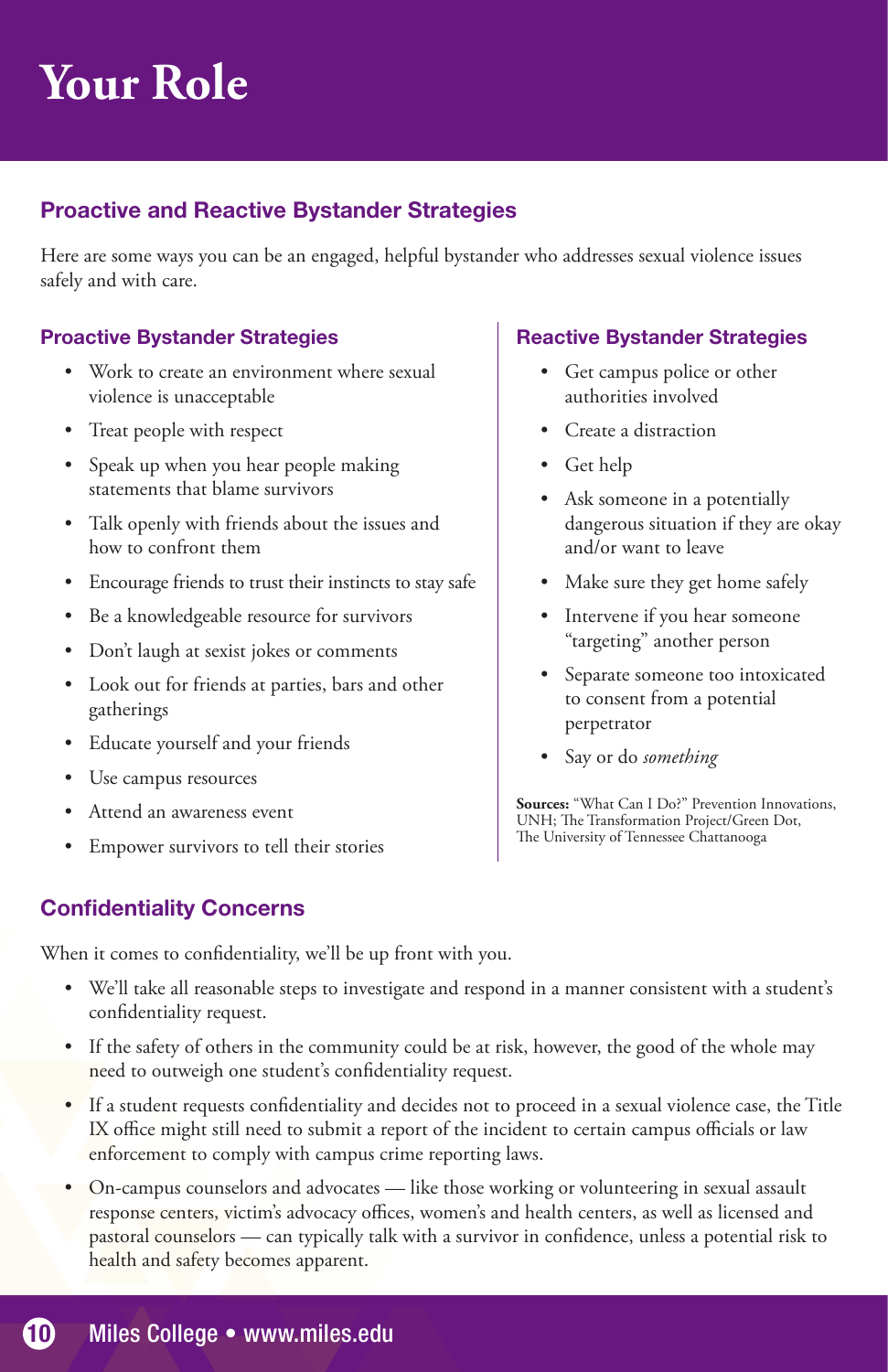# Your Role

## Proactive and Reactive Bystander Strategies

Here are some ways you can be an engaged, helpful bystander who addresses sexual violence issues safely and with care.

### Proactive Bystander Strategies

- Work to create an environment where sexual violence is unacceptable
- Treat people with respect
- Speak up when you hear people making statements that blame survivors
- Talk openly with friends about the issues and how to confront them
- Encourage friends to trust their instincts to stay safe
- Be a knowledgeable resource for survivors
- Don't laugh at sexist jokes or comments
- Look out for friends at parties, bars and other gatherings
- Educate yourself and your friends
- Use campus resources
- Attend an awareness event
- Empower survivors to tell their stories

### Reactive Bystander Strategies

- Get campus police or other authorities involved
- Create a distraction
- Get help
- Ask someone in a potentially dangerous situation if they are okay and/or want to leave
- Make sure they get home safely
- Intervene if you hear someone "targeting" another person
- Separate someone too intoxicated to consent from a potential perpetrator
- Say or do *something*

**Sources:** "What Can I Do?" Prevention Innovations, UNH; The Transformation Project/Green Dot, The University of Tennessee Chattanooga

## Confidentiality Concerns

When it comes to confidentiality, we'll be up front with you.

- We'll take all reasonable steps to investigate and respond in a manner consistent with a student's confidentiality request.
- If the safety of others in the community could be at risk, however, the good of the whole may need to outweigh one student's confidentiality request.
- If a student requests confidentiality and decides not to proceed in a sexual violence case, the Title IX office might still need to submit a report of the incident to certain campus officials or law enforcement to comply with campus crime reporting laws.
- On-campus counselors and advocates — like those working or volunteering in sexual assault response centers, victim's advocacy offices, women's and health centers, as well as licensed and pastoral counselors — can typically talk with a survivor in confidence, unless a potential risk to health and safety becomes apparent.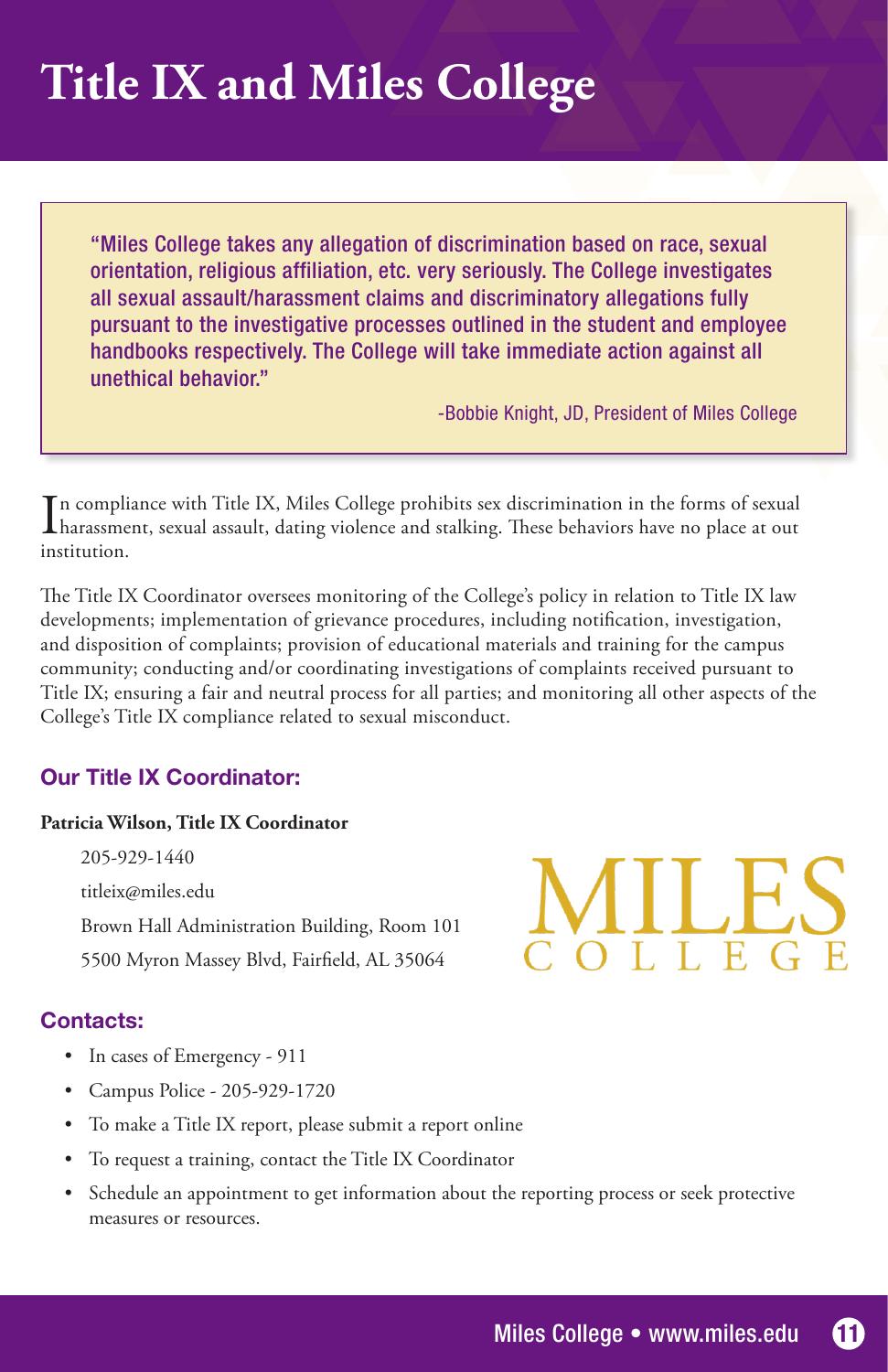# Title IX and Miles College

> "Miles College takes any allegation of discrimination based on race, sexual orientation, religious affiliation, etc. very seriously. The College investigates all sexual assault/harassment claims and discriminatory allegations fully pursuant to the investigative processes outlined in the student and employee handbooks respectively. The College will take immediate action against all unethical behavior."
>
> -Bobbie Knight, JD, President of Miles College

In compliance with Title IX, Miles College prohibits sex discrimination in the forms of sexual harassment, sexual assault, dating violence and stalking. These behaviors have no place at out institution.

The Title IX Coordinator oversees monitoring of the College's policy in relation to Title IX law developments; implementation of grievance procedures, including notification, investigation, and disposition of complaints; provision of educational materials and training for the campus community; conducting and/or coordinating investigations of complaints received pursuant to Title IX; ensuring a fair and neutral process for all parties; and monitoring all other aspects of the College's Title IX compliance related to sexual misconduct.

## Our Title IX Coordinator:

**Patricia Wilson, Title IX Coordinator**

205-929-1440

titleix@miles.edu

Brown Hall Administration Building, Room 101

5500 Myron Massey Blvd, Fairfield, AL 35064

MILES COLLEGE

## Contacts:

- In cases of Emergency - 911
- Campus Police - 205-929-1720
- To make a Title IX report, please submit a report online
- To request a training, contact the Title IX Coordinator
- Schedule an appointment to get information about the reporting process or seek protective measures or resources.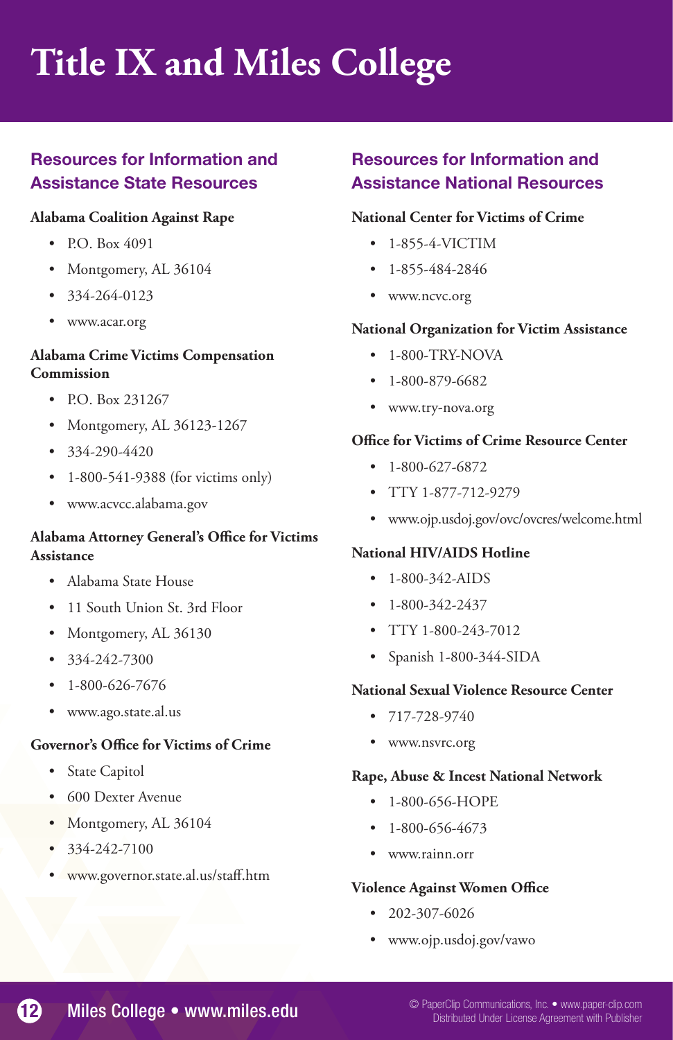# Title IX and Miles College

## Resources for Information and Assistance State Resources

**Alabama Coalition Against Rape**

- P.O. Box 4091
- Montgomery, AL 36104
- 334-264-0123
- www.acar.org

**Alabama Crime Victims Compensation Commission**

- P.O. Box 231267
- Montgomery, AL 36123-1267
- 334-290-4420
- 1-800-541-9388 (for victims only)
- www.acvcc.alabama.gov

**Alabama Attorney General's Office for Victims Assistance**

- Alabama State House
- 11 South Union St. 3rd Floor
- Montgomery, AL 36130
- 334-242-7300
- 1-800-626-7676
- www.ago.state.al.us

**Governor's Office for Victims of Crime**

- State Capitol
- 600 Dexter Avenue
- Montgomery, AL 36104
- 334-242-7100
- www.governor.state.al.us/staff.htm

## Resources for Information and Assistance National Resources

**National Center for Victims of Crime**

- 1-855-4-VICTIM
- 1-855-484-2846
- www.ncvc.org

**National Organization for Victim Assistance**

- 1-800-TRY-NOVA
- 1-800-879-6682
- www.try-nova.org

**Office for Victims of Crime Resource Center**

- 1-800-627-6872
- TTY 1-877-712-9279
- www.ojp.usdoj.gov/ovc/ovcres/welcome.html

**National HIV/AIDS Hotline**

- 1-800-342-AIDS
- 1-800-342-2437
- TTY 1-800-243-7012
- Spanish 1-800-344-SIDA

**National Sexual Violence Resource Center**

- 717-728-9740
- www.nsvrc.org

**Rape, Abuse & Incest National Network**

- 1-800-656-HOPE
- 1-800-656-4673
- www.rainn.orr

**Violence Against Women Office**

- 202-307-6026
- www.ojp.usdoj.gov/vawo

Miles College • www.miles.edu

© PaperClip Communications, Inc. • www.paper-clip.com
Distributed Under License Agreement with Publisher